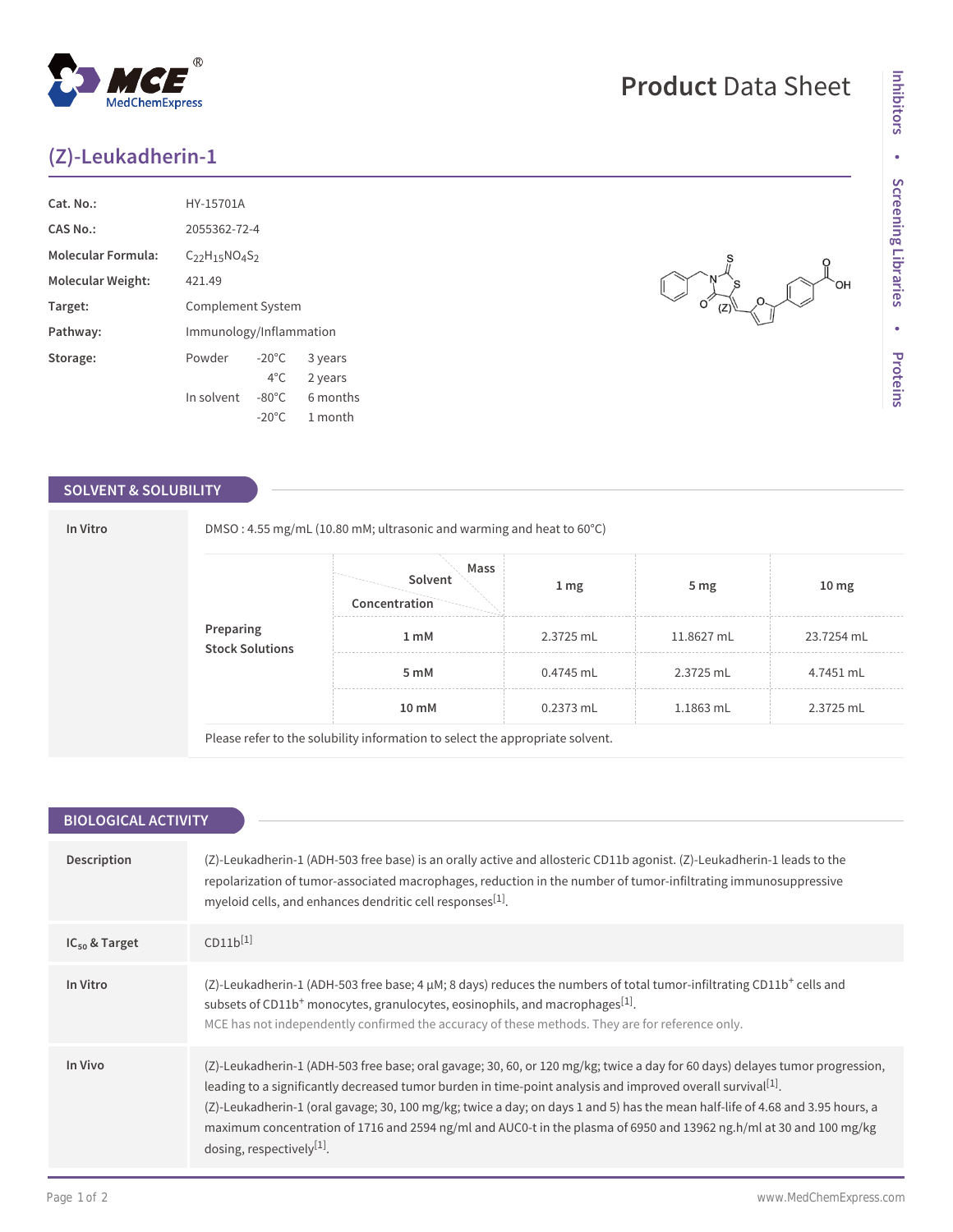# (Z)-Leukadherin-1

| | |
|---|---|
| **Cat. No.:** | HY-15701A |
| **CAS No.:** | 2055362-72-4 |
| **Molecular Formula:** | $C_{22}H_{15}NO_4S_2$ |
| **Molecular Weight:** | 421.49 |
| **Target:** | Complement System |
| **Pathway:** | Immunology/Inflammation |
| **Storage:** | Powder -20°C 3 years; 4°C 2 years. In solvent -80°C 6 months; -20°C 1 month |

## SOLVENT & SOLUBILITY

**In Vitro**

DMSO : 4.55 mg/mL (10.80 mM; ultrasonic and warming and heat to 60°C)

| Preparing Stock Solutions | Solvent Mass / Concentration | 1 mg | 5 mg | 10 mg |
|---|---|---|---|---|
| | 1 mM | 2.3725 mL | 11.8627 mL | 23.7254 mL |
| | 5 mM | 0.4745 mL | 2.3725 mL | 4.7451 mL |
| | 10 mM | 0.2373 mL | 1.1863 mL | 2.3725 mL |

Please refer to the solubility information to select the appropriate solvent.

## BIOLOGICAL ACTIVITY

**Description**

(Z)-Leukadherin-1 (ADH-503 free base) is an orally active and allosteric CD11b agonist. (Z)-Leukadherin-1 leads to the repolarization of tumor-associated macrophages, reduction in the number of tumor-infiltrating immunosuppressive myeloid cells, and enhances dendritic cell responses[1].

**$IC_{50}$ & Target**

CD11b[1]

**In Vitro**

(Z)-Leukadherin-1 (ADH-503 free base; 4 µM; 8 days) reduces the numbers of total tumor-infiltrating $CD11b^+$ cells and subsets of $CD11b^+$ monocytes, granulocytes, eosinophils, and macrophages[1].

MCE has not independently confirmed the accuracy of these methods. They are for reference only.

**In Vivo**

(Z)-Leukadherin-1 (ADH-503 free base; oral gavage; 30, 60, or 120 mg/kg; twice a day for 60 days) delayes tumor progression, leading to a significantly decreased tumor burden in time-point analysis and improved overall survival[1].

(Z)-Leukadherin-1 (oral gavage; 30, 100 mg/kg; twice a day; on days 1 and 5) has the mean half-life of 4.68 and 3.95 hours, a maximum concentration of 1716 and 2594 ng/ml and AUC0-t in the plasma of 6950 and 13962 ng.h/ml at 30 and 100 mg/kg dosing, respectively[1].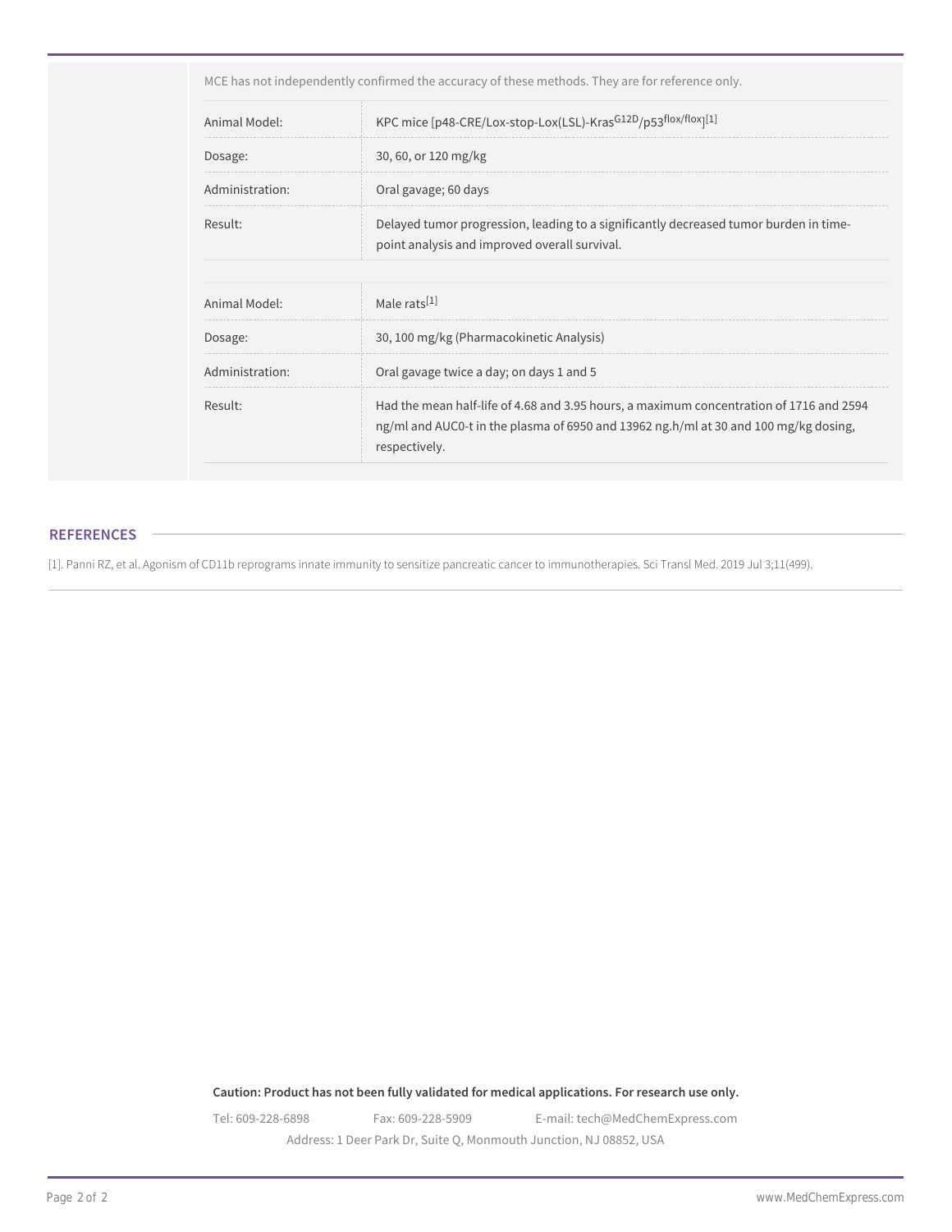MCE has not independently confirmed the accuracy of these methods. They are for reference only.

| | |
|---|---|
| Animal Model: | KPC mice [p48-CRE/Lox-stop-Lox(LSL)-Kras$^{G12D}$/p53$^{flox/flox}$][1] |
| Dosage: | 30, 60, or 120 mg/kg |
| Administration: | Oral gavage; 60 days |
| Result: | Delayed tumor progression, leading to a significantly decreased tumor burden in time-point analysis and improved overall survival. |

| | |
|---|---|
| Animal Model: | Male rats[1] |
| Dosage: | 30, 100 mg/kg (Pharmacokinetic Analysis) |
| Administration: | Oral gavage twice a day; on days 1 and 5 |
| Result: | Had the mean half-life of 4.68 and 3.95 hours, a maximum concentration of 1716 and 2594 ng/ml and AUC0-t in the plasma of 6950 and 13962 ng.h/ml at 30 and 100 mg/kg dosing, respectively. |

## REFERENCES

[1]. Panni RZ, et al. Agonism of CD11b reprograms innate immunity to sensitize pancreatic cancer to immunotherapies. Sci Transl Med. 2019 Jul 3;11(499).

**Caution: Product has not been fully validated for medical applications. For research use only.**

Tel: 609-228-6898 Fax: 609-228-5909 E-mail: tech@MedChemExpress.com

Address: 1 Deer Park Dr, Suite Q, Monmouth Junction, NJ 08852, USA